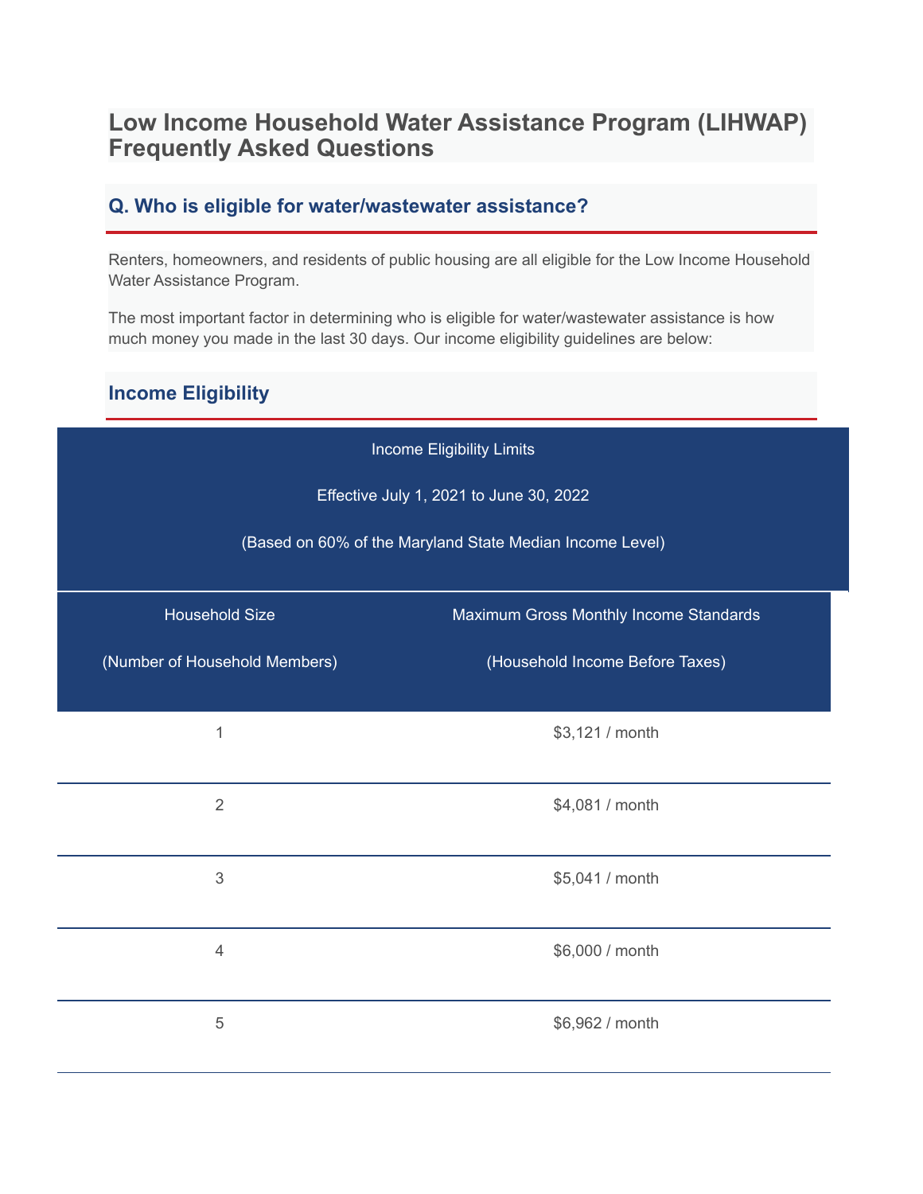# Low Income Household Water Assistance Program (LIHWAP) Frequently Asked Questions

## Q. Who is eligible for water/wastewater assistance?

Renters, homeowners, and residents of public housing are all eligible for the Low Income Household Water Assistance Program.

The most important factor in determining who is eligible for water/wastewater assistance is how much money you made in the last 30 days. Our income eligibility guidelines are below:

## Income Eligibility

Income Eligibility Limits

Effective July 1, 2021 to June 30, 2022

(Based on 60% of the Maryland State Median Income Level)

| Household Size (Number of Household Members) | Maximum Gross Monthly Income Standards (Household Income Before Taxes) |
|---|---|
| 1 | $3,121 / month |
| 2 | $4,081 / month |
| 3 | $5,041 / month |
| 4 | $6,000 / month |
| 5 | $6,962 / month |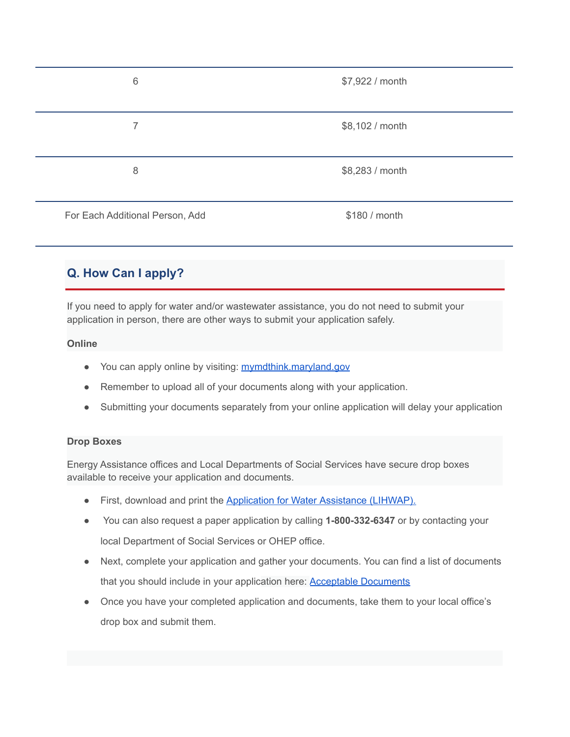| | |
|---|---|
| 6 | $7,922 / month |
| 7 | $8,102 / month |
| 8 | $8,283 / month |
| For Each Additional Person, Add | $180 / month |

## Q. How Can I apply?

If you need to apply for water and/or wastewater assistance, you do not need to submit your application in person, there are other ways to submit your application safely.

**Online**

- You can apply online by visiting: [mymdthink.maryland.gov](mymdthink.maryland.gov)
- Remember to upload all of your documents along with your application.
- Submitting your documents separately from your online application will delay your application

**Drop Boxes**

Energy Assistance offices and Local Departments of Social Services have secure drop boxes available to receive your application and documents.

- First, download and print the [Application for Water Assistance (LIHWAP).]()
- You can also request a paper application by calling **1-800-332-6347** or by contacting your local Department of Social Services or OHEP office.
- Next, complete your application and gather your documents. You can find a list of documents that you should include in your application here: [Acceptable Documents]()
- Once you have your completed application and documents, take them to your local office's drop box and submit them.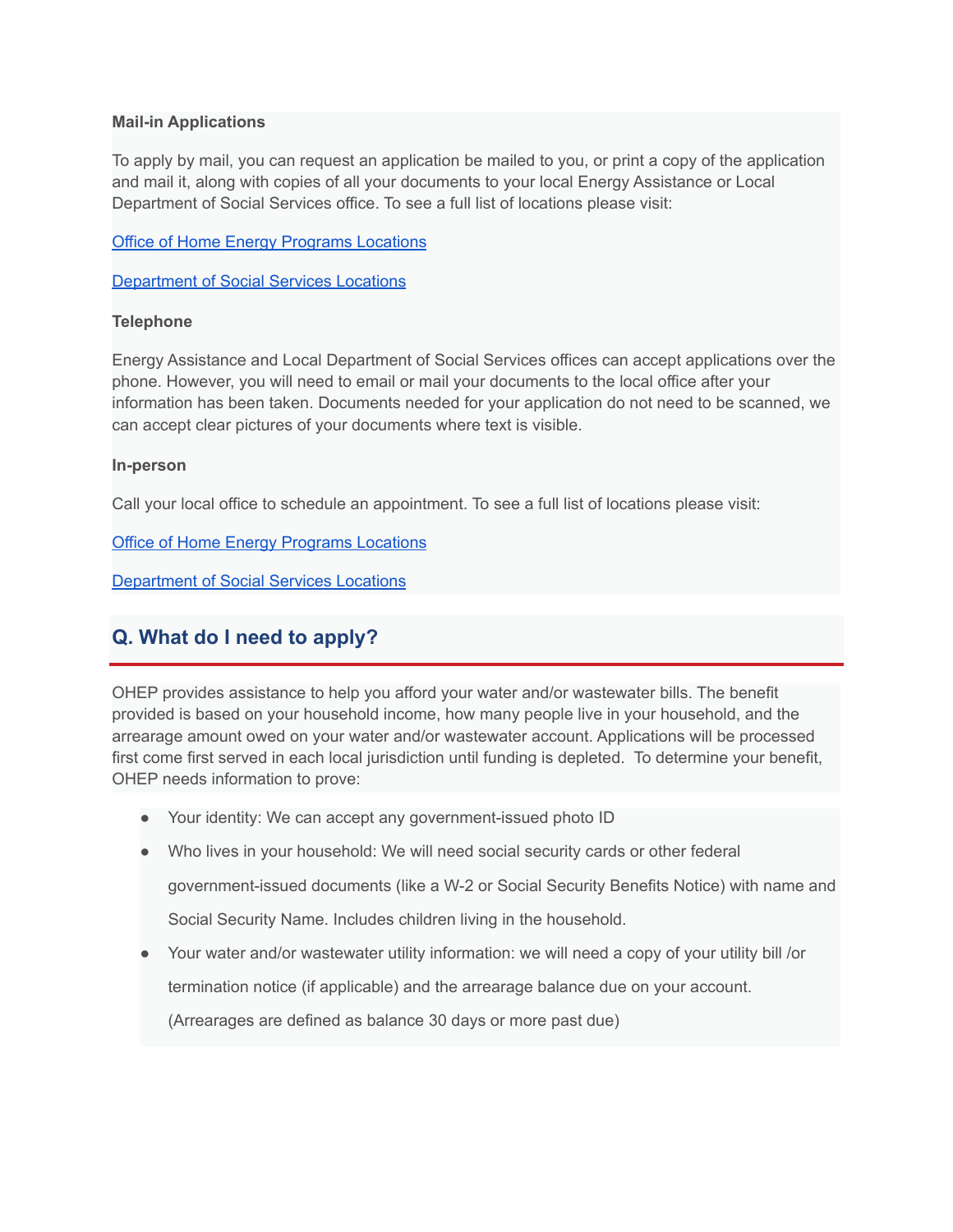**Mail-in Applications**

To apply by mail, you can request an application be mailed to you, or print a copy of the application and mail it, along with copies of all your documents to your local Energy Assistance or Local Department of Social Services office. To see a full list of locations please visit:

Office of Home Energy Programs Locations

Department of Social Services Locations

**Telephone**

Energy Assistance and Local Department of Social Services offices can accept applications over the phone. However, you will need to email or mail your documents to the local office after your information has been taken. Documents needed for your application do not need to be scanned, we can accept clear pictures of your documents where text is visible.

**In-person**

Call your local office to schedule an appointment. To see a full list of locations please visit:

Office of Home Energy Programs Locations

Department of Social Services Locations

## Q. What do I need to apply?

OHEP provides assistance to help you afford your water and/or wastewater bills. The benefit provided is based on your household income, how many people live in your household, and the arrearage amount owed on your water and/or wastewater account. Applications will be processed first come first served in each local jurisdiction until funding is depleted. To determine your benefit, OHEP needs information to prove:

- Your identity: We can accept any government-issued photo ID
- Who lives in your household: We will need social security cards or other federal government-issued documents (like a W-2 or Social Security Benefits Notice) with name and Social Security Name. Includes children living in the household.
- Your water and/or wastewater utility information: we will need a copy of your utility bill /or termination notice (if applicable) and the arrearage balance due on your account. (Arrearages are defined as balance 30 days or more past due)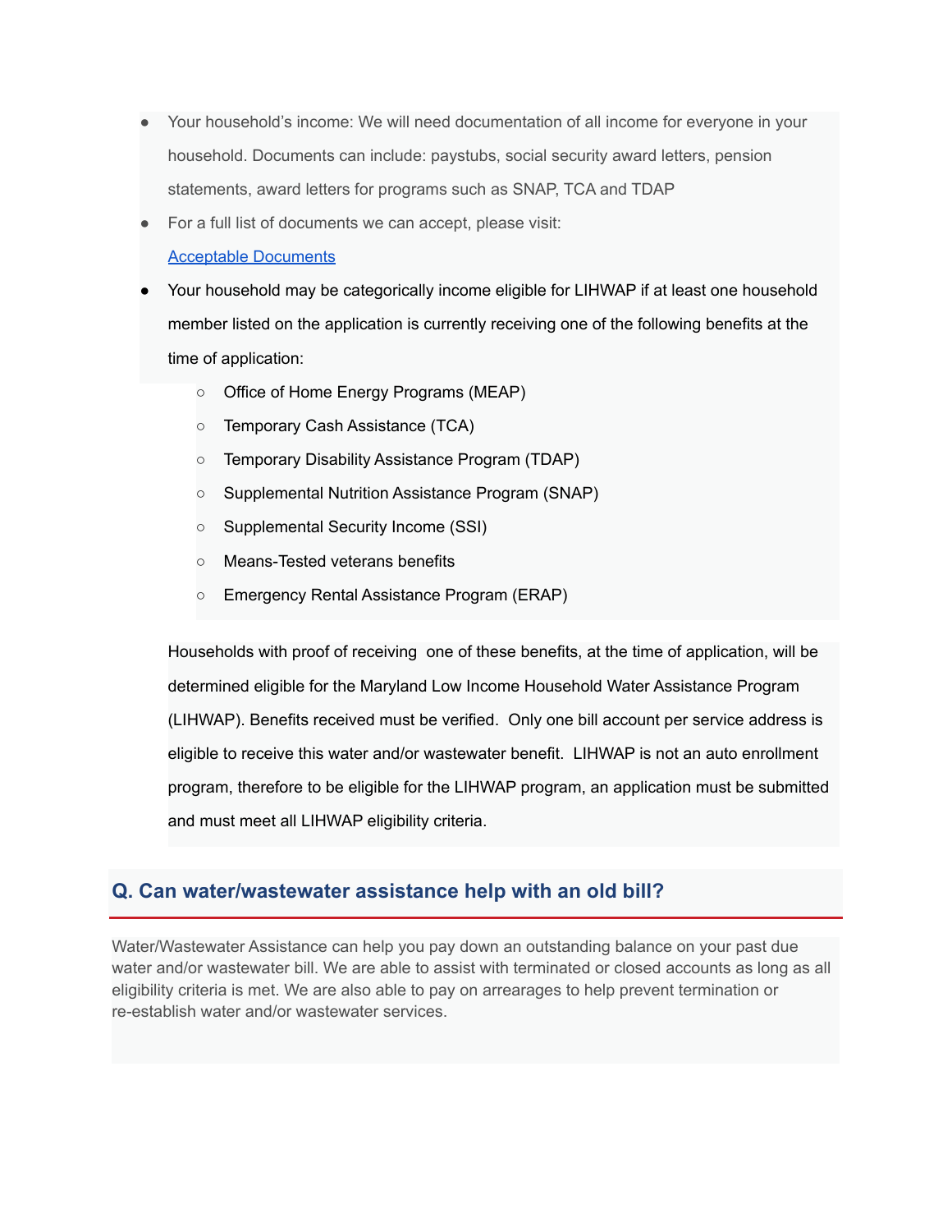- Your household's income: We will need documentation of all income for everyone in your household. Documents can include: paystubs, social security award letters, pension statements, award letters for programs such as SNAP, TCA and TDAP
- For a full list of documents we can accept, please visit: [Acceptable Documents]()
- Your household may be categorically income eligible for LIHWAP if at least one household member listed on the application is currently receiving one of the following benefits at the time of application:
  - Office of Home Energy Programs (MEAP)
  - Temporary Cash Assistance (TCA)
  - Temporary Disability Assistance Program (TDAP)
  - Supplemental Nutrition Assistance Program (SNAP)
  - Supplemental Security Income (SSI)
  - Means-Tested veterans benefits
  - Emergency Rental Assistance Program (ERAP)

  Households with proof of receiving one of these benefits, at the time of application, will be determined eligible for the Maryland Low Income Household Water Assistance Program (LIHWAP). Benefits received must be verified. Only one bill account per service address is eligible to receive this water and/or wastewater benefit. LIHWAP is not an auto enrollment program, therefore to be eligible for the LIHWAP program, an application must be submitted and must meet all LIHWAP eligibility criteria.

## Q. Can water/wastewater assistance help with an old bill?

Water/Wastewater Assistance can help you pay down an outstanding balance on your past due water and/or wastewater bill. We are able to assist with terminated or closed accounts as long as all eligibility criteria is met. We are also able to pay on arrearages to help prevent termination or re-establish water and/or wastewater services.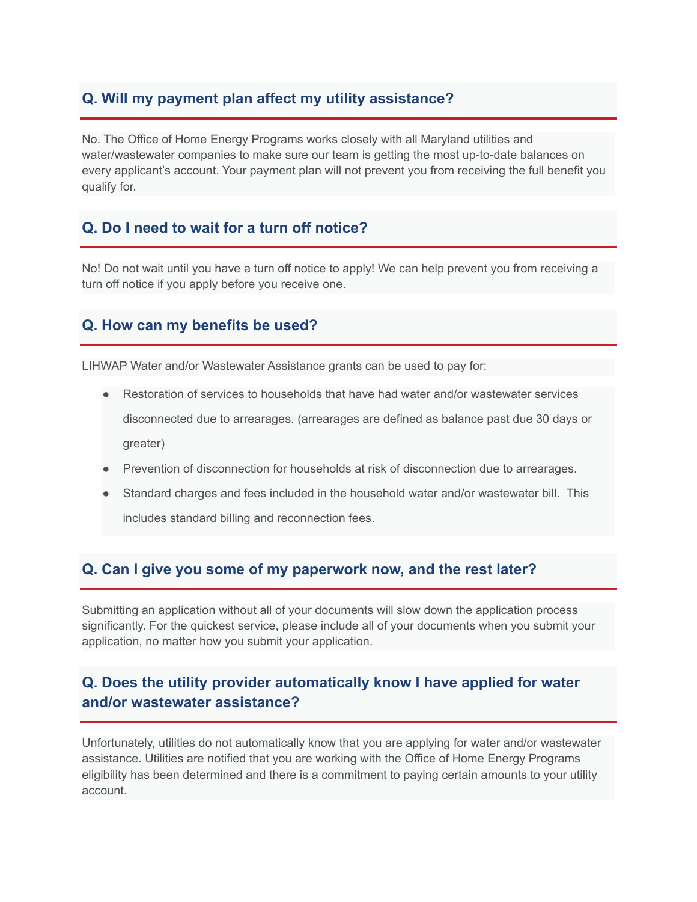### Q. Will my payment plan affect my utility assistance?

No. The Office of Home Energy Programs works closely with all Maryland utilities and water/wastewater companies to make sure our team is getting the most up-to-date balances on every applicant's account. Your payment plan will not prevent you from receiving the full benefit you qualify for.

### Q. Do I need to wait for a turn off notice?

No! Do not wait until you have a turn off notice to apply! We can help prevent you from receiving a turn off notice if you apply before you receive one.

### Q. How can my benefits be used?

LIHWAP Water and/or Wastewater Assistance grants can be used to pay for:

- Restoration of services to households that have had water and/or wastewater services disconnected due to arrearages. (arrearages are defined as balance past due 30 days or greater)
- Prevention of disconnection for households at risk of disconnection due to arrearages.
- Standard charges and fees included in the household water and/or wastewater bill. This includes standard billing and reconnection fees.

### Q. Can I give you some of my paperwork now, and the rest later?

Submitting an application without all of your documents will slow down the application process significantly. For the quickest service, please include all of your documents when you submit your application, no matter how you submit your application.

### Q. Does the utility provider automatically know I have applied for water and/or wastewater assistance?

Unfortunately, utilities do not automatically know that you are applying for water and/or wastewater assistance. Utilities are notified that you are working with the Office of Home Energy Programs eligibility has been determined and there is a commitment to paying certain amounts to your utility account.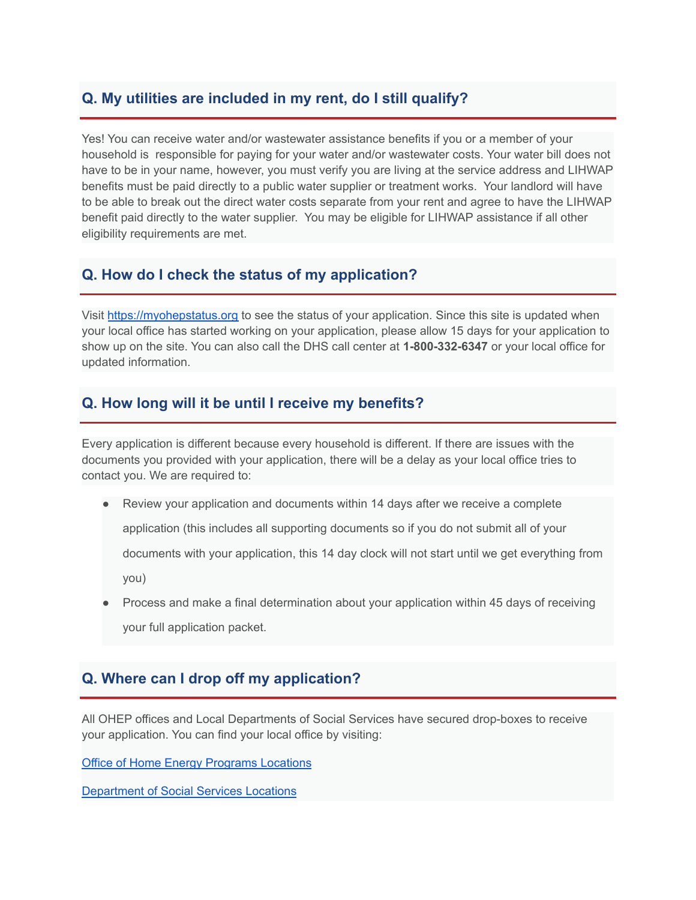## Q. My utilities are included in my rent, do I still qualify?

Yes! You can receive water and/or wastewater assistance benefits if you or a member of your household is responsible for paying for your water and/or wastewater costs. Your water bill does not have to be in your name, however, you must verify you are living at the service address and LIHWAP benefits must be paid directly to a public water supplier or treatment works. Your landlord will have to be able to break out the direct water costs separate from your rent and agree to have the LIHWAP benefit paid directly to the water supplier. You may be eligible for LIHWAP assistance if all other eligibility requirements are met.

## Q. How do I check the status of my application?

Visit [https://myohepstatus.org](https://myohepstatus.org) to see the status of your application. Since this site is updated when your local office has started working on your application, please allow 15 days for your application to show up on the site. You can also call the DHS call center at **1-800-332-6347** or your local office for updated information.

## Q. How long will it be until I receive my benefits?

Every application is different because every household is different. If there are issues with the documents you provided with your application, there will be a delay as your local office tries to contact you. We are required to:

- Review your application and documents within 14 days after we receive a complete application (this includes all supporting documents so if you do not submit all of your documents with your application, this 14 day clock will not start until we get everything from you)
- Process and make a final determination about your application within 45 days of receiving your full application packet.

## Q. Where can I drop off my application?

All OHEP offices and Local Departments of Social Services have secured drop-boxes to receive your application. You can find your local office by visiting:

Office of Home Energy Programs Locations

Department of Social Services Locations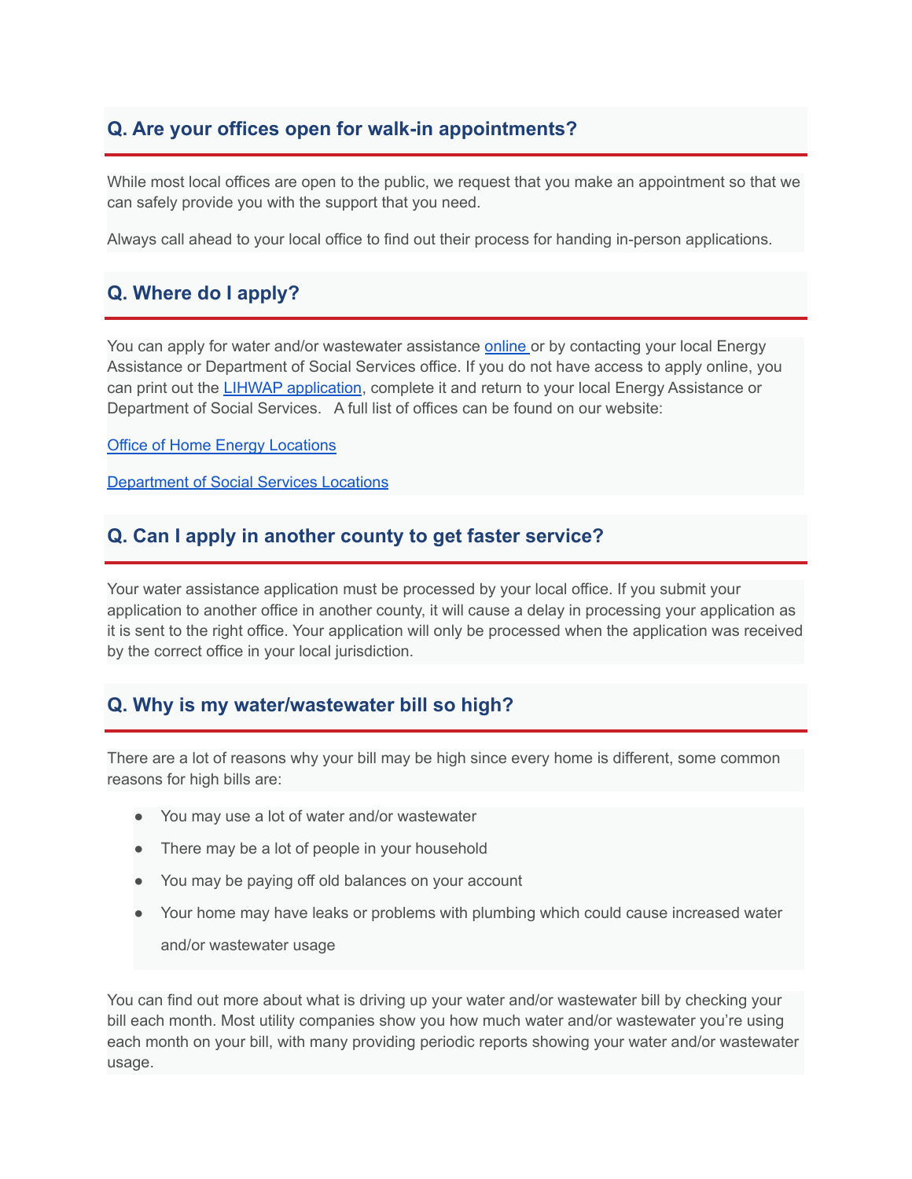### Q. Are your offices open for walk-in appointments?

While most local offices are open to the public, we request that you make an appointment so that we can safely provide you with the support that you need.

Always call ahead to your local office to find out their process for handing in-person applications.

### Q. Where do I apply?

You can apply for water and/or wastewater assistance online or by contacting your local Energy Assistance or Department of Social Services office. If you do not have access to apply online, you can print out the LIHWAP application, complete it and return to your local Energy Assistance or Department of Social Services. A full list of offices can be found on our website:

Office of Home Energy Locations

Department of Social Services Locations

### Q. Can I apply in another county to get faster service?

Your water assistance application must be processed by your local office. If you submit your application to another office in another county, it will cause a delay in processing your application as it is sent to the right office. Your application will only be processed when the application was received by the correct office in your local jurisdiction.

### Q. Why is my water/wastewater bill so high?

There are a lot of reasons why your bill may be high since every home is different, some common reasons for high bills are:

- You may use a lot of water and/or wastewater
- There may be a lot of people in your household
- You may be paying off old balances on your account
- Your home may have leaks or problems with plumbing which could cause increased water and/or wastewater usage

You can find out more about what is driving up your water and/or wastewater bill by checking your bill each month. Most utility companies show you how much water and/or wastewater you're using each month on your bill, with many providing periodic reports showing your water and/or wastewater usage.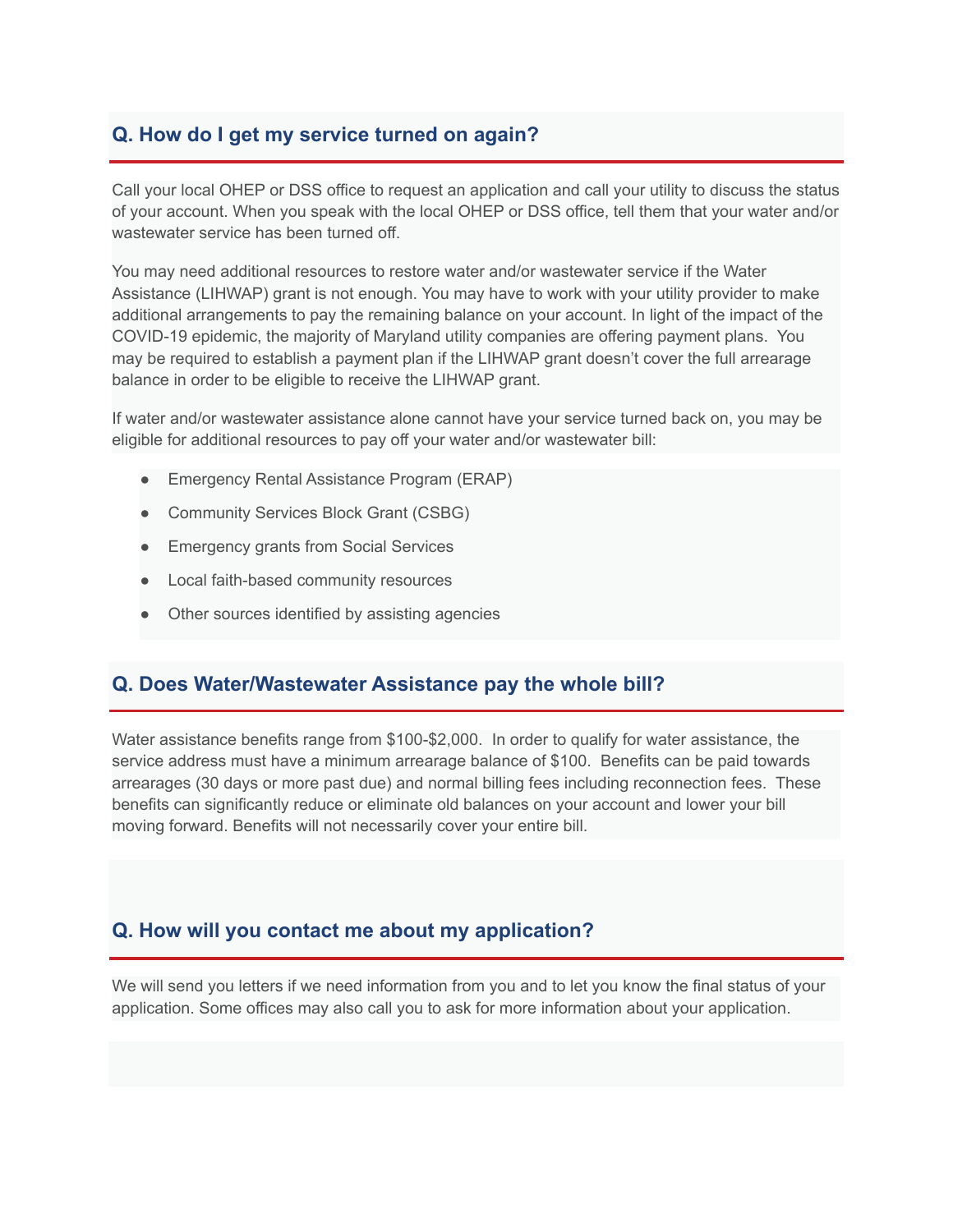## Q. How do I get my service turned on again?

Call your local OHEP or DSS office to request an application and call your utility to discuss the status of your account. When you speak with the local OHEP or DSS office, tell them that your water and/or wastewater service has been turned off.

You may need additional resources to restore water and/or wastewater service if the Water Assistance (LIHWAP) grant is not enough. You may have to work with your utility provider to make additional arrangements to pay the remaining balance on your account. In light of the impact of the COVID-19 epidemic, the majority of Maryland utility companies are offering payment plans. You may be required to establish a payment plan if the LIHWAP grant doesn't cover the full arrearage balance in order to be eligible to receive the LIHWAP grant.

If water and/or wastewater assistance alone cannot have your service turned back on, you may be eligible for additional resources to pay off your water and/or wastewater bill:

- Emergency Rental Assistance Program (ERAP)
- Community Services Block Grant (CSBG)
- Emergency grants from Social Services
- Local faith-based community resources
- Other sources identified by assisting agencies

## Q. Does Water/Wastewater Assistance pay the whole bill?

Water assistance benefits range from $100-$2,000. In order to qualify for water assistance, the service address must have a minimum arrearage balance of $100. Benefits can be paid towards arrearages (30 days or more past due) and normal billing fees including reconnection fees. These benefits can significantly reduce or eliminate old balances on your account and lower your bill moving forward. Benefits will not necessarily cover your entire bill.

## Q. How will you contact me about my application?

We will send you letters if we need information from you and to let you know the final status of your application. Some offices may also call you to ask for more information about your application.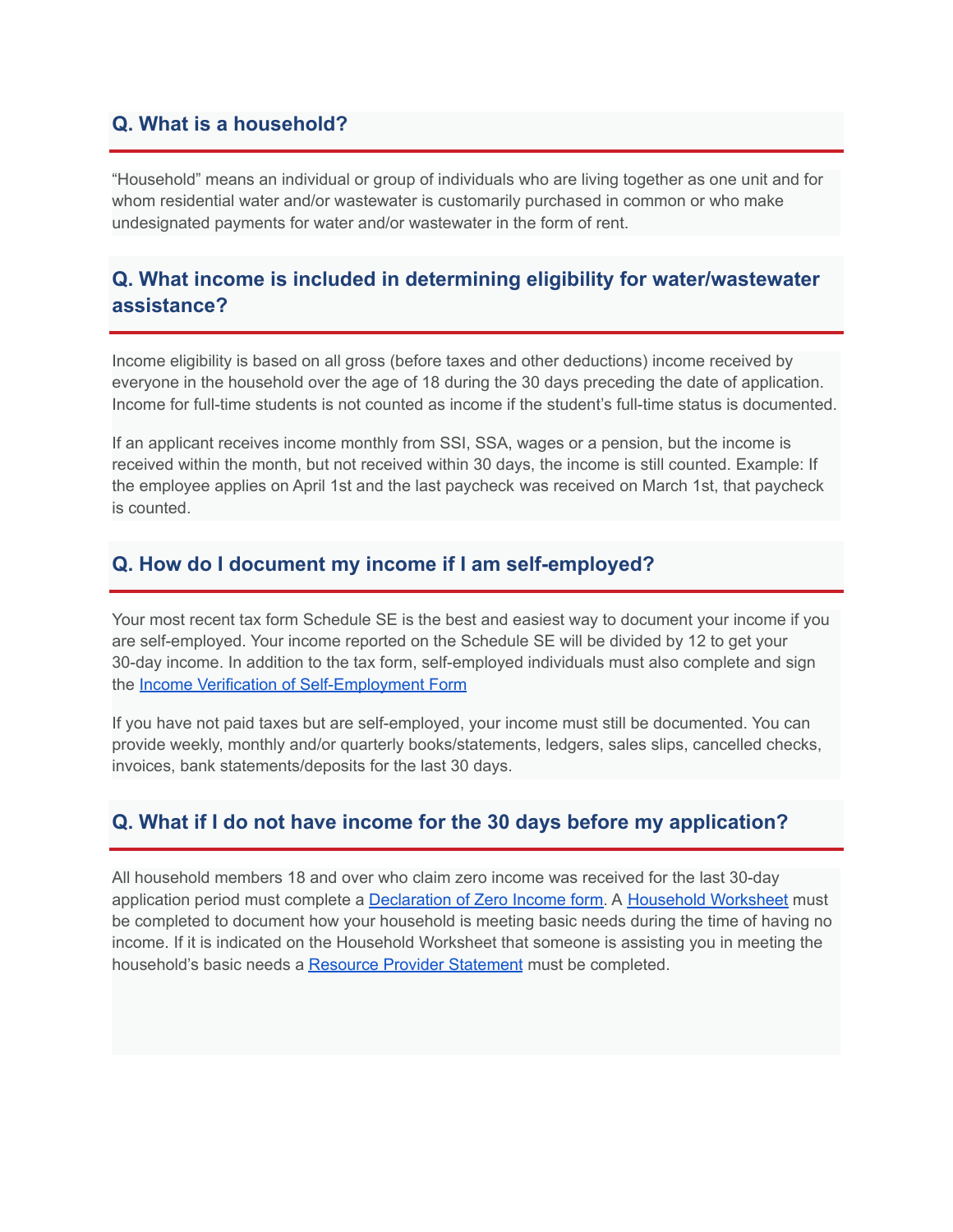## Q. What is a household?

"Household" means an individual or group of individuals who are living together as one unit and for whom residential water and/or wastewater is customarily purchased in common or who make undesignated payments for water and/or wastewater in the form of rent.

## Q. What income is included in determining eligibility for water/wastewater assistance?

Income eligibility is based on all gross (before taxes and other deductions) income received by everyone in the household over the age of 18 during the 30 days preceding the date of application. Income for full-time students is not counted as income if the student's full-time status is documented.

If an applicant receives income monthly from SSI, SSA, wages or a pension, but the income is received within the month, but not received within 30 days, the income is still counted. Example: If the employee applies on April 1st and the last paycheck was received on March 1st, that paycheck is counted.

## Q. How do I document my income if I am self-employed?

Your most recent tax form Schedule SE is the best and easiest way to document your income if you are self-employed. Your income reported on the Schedule SE will be divided by 12 to get your 30-day income. In addition to the tax form, self-employed individuals must also complete and sign the Income Verification of Self-Employment Form

If you have not paid taxes but are self-employed, your income must still be documented. You can provide weekly, monthly and/or quarterly books/statements, ledgers, sales slips, cancelled checks, invoices, bank statements/deposits for the last 30 days.

## Q. What if I do not have income for the 30 days before my application?

All household members 18 and over who claim zero income was received for the last 30-day application period must complete a Declaration of Zero Income form. A Household Worksheet must be completed to document how your household is meeting basic needs during the time of having no income. If it is indicated on the Household Worksheet that someone is assisting you in meeting the household's basic needs a Resource Provider Statement must be completed.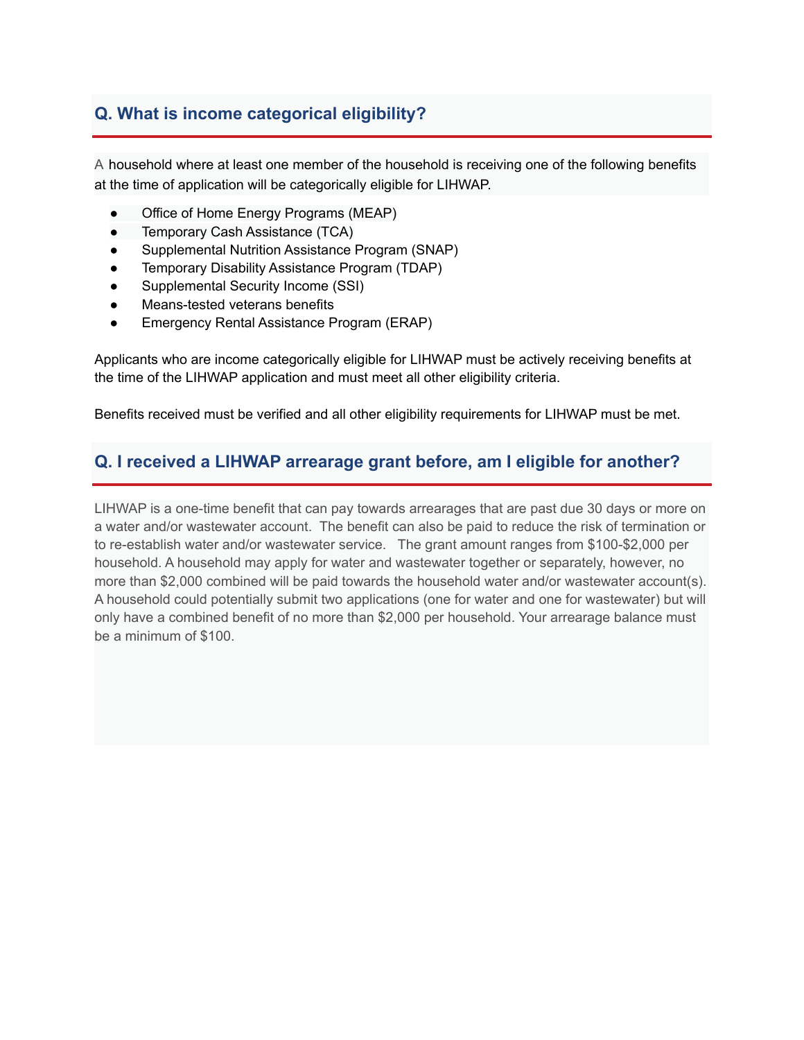## Q. What is income categorical eligibility?

A household where at least one member of the household is receiving one of the following benefits at the time of application will be categorically eligible for LIHWAP.

- Office of Home Energy Programs (MEAP)
- Temporary Cash Assistance (TCA)
- Supplemental Nutrition Assistance Program (SNAP)
- Temporary Disability Assistance Program (TDAP)
- Supplemental Security Income (SSI)
- Means-tested veterans benefits
- Emergency Rental Assistance Program (ERAP)

Applicants who are income categorically eligible for LIHWAP must be actively receiving benefits at the time of the LIHWAP application and must meet all other eligibility criteria.

Benefits received must be verified and all other eligibility requirements for LIHWAP must be met.

## Q. I received a LIHWAP arrearage grant before, am I eligible for another?

LIHWAP is a one-time benefit that can pay towards arrearages that are past due 30 days or more on a water and/or wastewater account. The benefit can also be paid to reduce the risk of termination or to re-establish water and/or wastewater service. The grant amount ranges from $100-$2,000 per household. A household may apply for water and wastewater together or separately, however, no more than $2,000 combined will be paid towards the household water and/or wastewater account(s). A household could potentially submit two applications (one for water and one for wastewater) but will only have a combined benefit of no more than $2,000 per household. Your arrearage balance must be a minimum of $100.